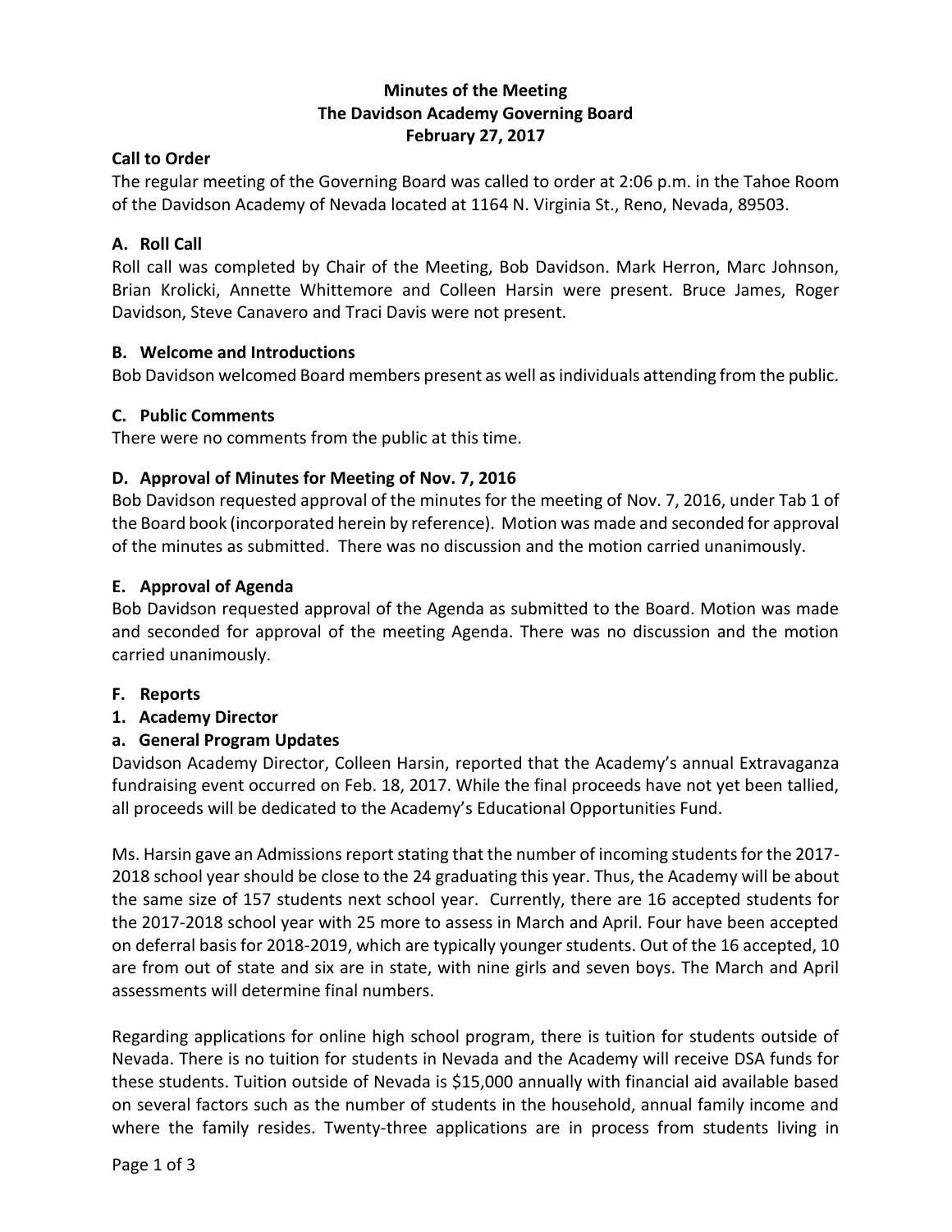# Minutes of the Meeting
## The Davidson Academy Governing Board
## February 27, 2017

**Call to Order**

The regular meeting of the Governing Board was called to order at 2:06 p.m. in the Tahoe Room of the Davidson Academy of Nevada located at 1164 N. Virginia St., Reno, Nevada, 89503.

### A. Roll Call

Roll call was completed by Chair of the Meeting, Bob Davidson. Mark Herron, Marc Johnson, Brian Krolicki, Annette Whittemore and Colleen Harsin were present. Bruce James, Roger Davidson, Steve Canavero and Traci Davis were not present.

### B. Welcome and Introductions

Bob Davidson welcomed Board members present as well as individuals attending from the public.

### C. Public Comments

There were no comments from the public at this time.

### D. Approval of Minutes for Meeting of Nov. 7, 2016

Bob Davidson requested approval of the minutes for the meeting of Nov. 7, 2016, under Tab 1 of the Board book (incorporated herein by reference). Motion was made and seconded for approval of the minutes as submitted. There was no discussion and the motion carried unanimously.

### E. Approval of Agenda

Bob Davidson requested approval of the Agenda as submitted to the Board. Motion was made and seconded for approval of the meeting Agenda. There was no discussion and the motion carried unanimously.

### F. Reports

#### 1. Academy Director

#### a. General Program Updates

Davidson Academy Director, Colleen Harsin, reported that the Academy's annual Extravaganza fundraising event occurred on Feb. 18, 2017. While the final proceeds have not yet been tallied, all proceeds will be dedicated to the Academy's Educational Opportunities Fund.

Ms. Harsin gave an Admissions report stating that the number of incoming students for the 2017-2018 school year should be close to the 24 graduating this year. Thus, the Academy will be about the same size of 157 students next school year. Currently, there are 16 accepted students for the 2017-2018 school year with 25 more to assess in March and April. Four have been accepted on deferral basis for 2018-2019, which are typically younger students. Out of the 16 accepted, 10 are from out of state and six are in state, with nine girls and seven boys. The March and April assessments will determine final numbers.

Regarding applications for online high school program, there is tuition for students outside of Nevada. There is no tuition for students in Nevada and the Academy will receive DSA funds for these students. Tuition outside of Nevada is $15,000 annually with financial aid available based on several factors such as the number of students in the household, annual family income and where the family resides. Twenty-three applications are in process from students living in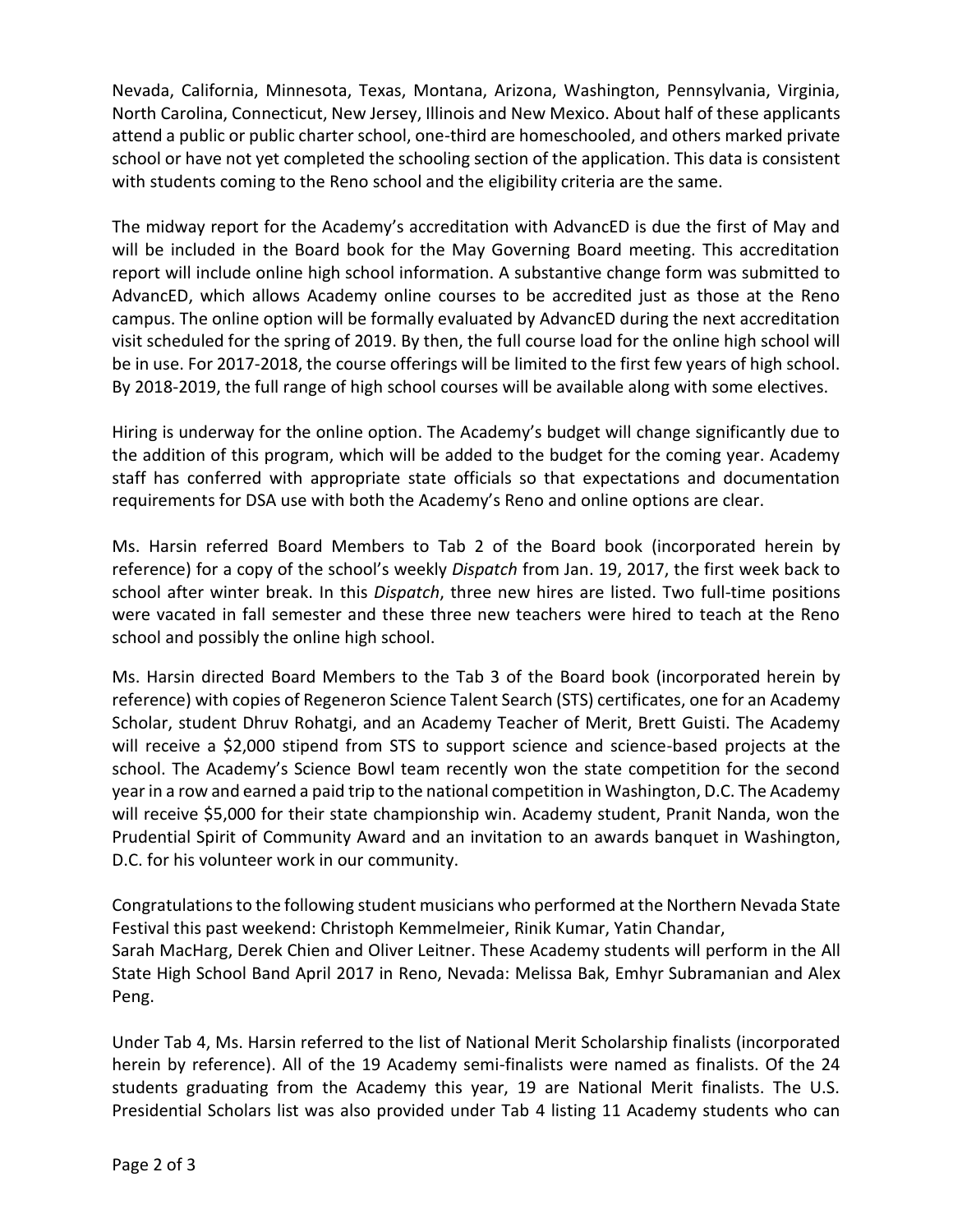Nevada, California, Minnesota, Texas, Montana, Arizona, Washington, Pennsylvania, Virginia, North Carolina, Connecticut, New Jersey, Illinois and New Mexico. About half of these applicants attend a public or public charter school, one-third are homeschooled, and others marked private school or have not yet completed the schooling section of the application. This data is consistent with students coming to the Reno school and the eligibility criteria are the same.

The midway report for the Academy's accreditation with AdvancED is due the first of May and will be included in the Board book for the May Governing Board meeting. This accreditation report will include online high school information. A substantive change form was submitted to AdvancED, which allows Academy online courses to be accredited just as those at the Reno campus. The online option will be formally evaluated by AdvancED during the next accreditation visit scheduled for the spring of 2019. By then, the full course load for the online high school will be in use. For 2017-2018, the course offerings will be limited to the first few years of high school. By 2018-2019, the full range of high school courses will be available along with some electives.

Hiring is underway for the online option. The Academy's budget will change significantly due to the addition of this program, which will be added to the budget for the coming year. Academy staff has conferred with appropriate state officials so that expectations and documentation requirements for DSA use with both the Academy's Reno and online options are clear.

Ms. Harsin referred Board Members to Tab 2 of the Board book (incorporated herein by reference) for a copy of the school's weekly *Dispatch* from Jan. 19, 2017, the first week back to school after winter break. In this *Dispatch*, three new hires are listed. Two full-time positions were vacated in fall semester and these three new teachers were hired to teach at the Reno school and possibly the online high school.

Ms. Harsin directed Board Members to the Tab 3 of the Board book (incorporated herein by reference) with copies of Regeneron Science Talent Search (STS) certificates, one for an Academy Scholar, student Dhruv Rohatgi, and an Academy Teacher of Merit, Brett Guisti. The Academy will receive a $2,000 stipend from STS to support science and science-based projects at the school. The Academy's Science Bowl team recently won the state competition for the second year in a row and earned a paid trip to the national competition in Washington, D.C. The Academy will receive $5,000 for their state championship win. Academy student, Pranit Nanda, won the Prudential Spirit of Community Award and an invitation to an awards banquet in Washington, D.C. for his volunteer work in our community.

Congratulations to the following student musicians who performed at the Northern Nevada State Festival this past weekend: Christoph Kemmelmeier, Rinik Kumar, Yatin Chandar, Sarah MacHarg, Derek Chien and Oliver Leitner. These Academy students will perform in the All State High School Band April 2017 in Reno, Nevada: Melissa Bak, Emhyr Subramanian and Alex Peng.

Under Tab 4, Ms. Harsin referred to the list of National Merit Scholarship finalists (incorporated herein by reference). All of the 19 Academy semi-finalists were named as finalists. Of the 24 students graduating from the Academy this year, 19 are National Merit finalists. The U.S. Presidential Scholars list was also provided under Tab 4 listing 11 Academy students who can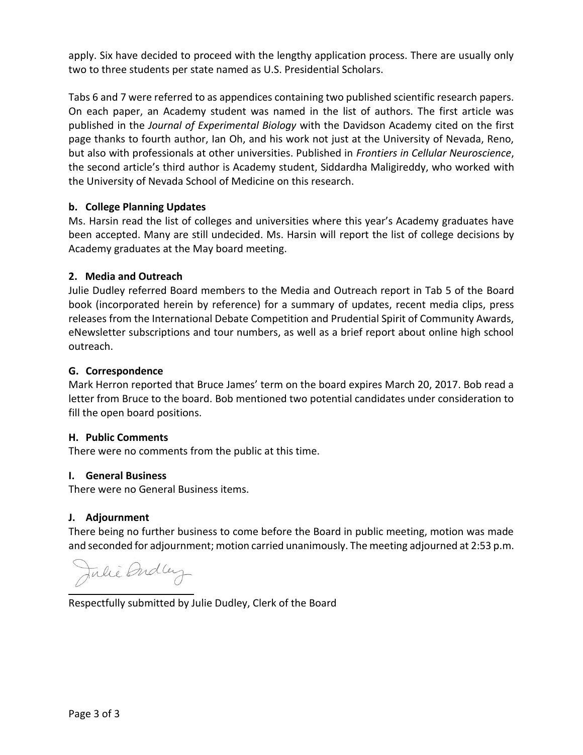apply. Six have decided to proceed with the lengthy application process. There are usually only two to three students per state named as U.S. Presidential Scholars.

Tabs 6 and 7 were referred to as appendices containing two published scientific research papers. On each paper, an Academy student was named in the list of authors. The first article was published in the *Journal of Experimental Biology* with the Davidson Academy cited on the first page thanks to fourth author, Ian Oh, and his work not just at the University of Nevada, Reno, but also with professionals at other universities. Published in *Frontiers in Cellular Neuroscience*, the second article's third author is Academy student, Siddardha Maligireddy, who worked with the University of Nevada School of Medicine on this research.

**b. College Planning Updates**

Ms. Harsin read the list of colleges and universities where this year's Academy graduates have been accepted. Many are still undecided. Ms. Harsin will report the list of college decisions by Academy graduates at the May board meeting.

**2. Media and Outreach**

Julie Dudley referred Board members to the Media and Outreach report in Tab 5 of the Board book (incorporated herein by reference) for a summary of updates, recent media clips, press releases from the International Debate Competition and Prudential Spirit of Community Awards, eNewsletter subscriptions and tour numbers, as well as a brief report about online high school outreach.

**G. Correspondence**

Mark Herron reported that Bruce James' term on the board expires March 20, 2017. Bob read a letter from Bruce to the board. Bob mentioned two potential candidates under consideration to fill the open board positions.

**H. Public Comments**

There were no comments from the public at this time.

**I. General Business**

There were no General Business items.

**J. Adjournment**

There being no further business to come before the Board in public meeting, motion was made and seconded for adjournment; motion carried unanimously. The meeting adjourned at 2:53 p.m.

Julie Dudley

Respectfully submitted by Julie Dudley, Clerk of the Board